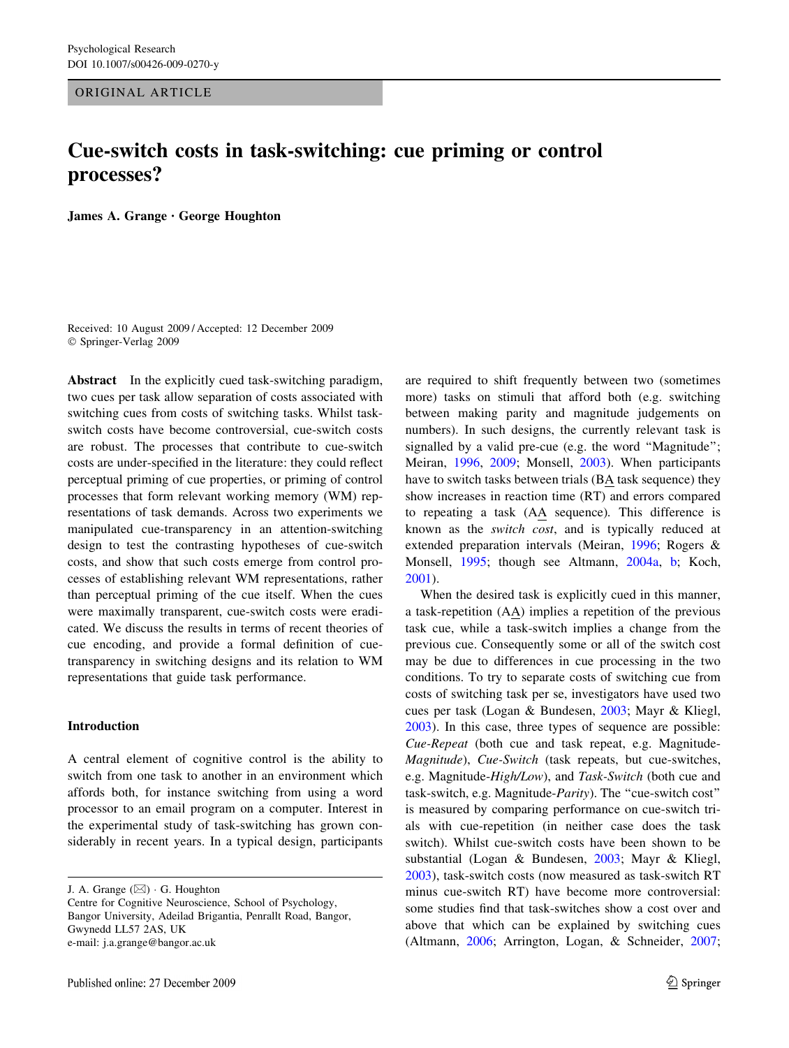ORIGINAL ARTICLE

# Cue-switch costs in task-switching: cue priming or control processes?

**James A. Grange · George Houghton**

Received: 10 August 2009 / Accepted: 12 December 2009
© Springer-Verlag 2009

**Abstract** In the explicitly cued task-switching paradigm, two cues per task allow separation of costs associated with switching cues from costs of switching tasks. Whilst task-switch costs have become controversial, cue-switch costs are robust. The processes that contribute to cue-switch costs are under-specified in the literature: they could reflect perceptual priming of cue properties, or priming of control processes that form relevant working memory (WM) representations of task demands. Across two experiments we manipulated cue-transparency in an attention-switching design to test the contrasting hypotheses of cue-switch costs, and show that such costs emerge from control processes of establishing relevant WM representations, rather than perceptual priming of the cue itself. When the cues were maximally transparent, cue-switch costs were eradicated. We discuss the results in terms of recent theories of cue encoding, and provide a formal definition of cue-transparency in switching designs and its relation to WM representations that guide task performance.

## Introduction

A central element of cognitive control is the ability to switch from one task to another in an environment which affords both, for instance switching from using a word processor to an email program on a computer. Interest in the experimental study of task-switching has grown considerably in recent years. In a typical design, participants are required to shift frequently between two (sometimes more) tasks on stimuli that afford both (e.g. switching between making parity and magnitude judgements on numbers). In such designs, the currently relevant task is signalled by a valid pre-cue (e.g. the word "Magnitude"; Meiran, 1996, 2009; Monsell, 2003). When participants have to switch tasks between trials (B<u>A</u> task sequence) they show increases in reaction time (RT) and errors compared to repeating a task (A<u>A</u> sequence). This difference is known as the *switch cost*, and is typically reduced at extended preparation intervals (Meiran, 1996; Rogers & Monsell, 1995; though see Altmann, 2004a, b; Koch, 2001).

When the desired task is explicitly cued in this manner, a task-repetition (A<u>A</u>) implies a repetition of the previous task cue, while a task-switch implies a change from the previous cue. Consequently some or all of the switch cost may be due to differences in cue processing in the two conditions. To try to separate costs of switching cue from costs of switching task per se, investigators have used two cues per task (Logan & Bundesen, 2003; Mayr & Kliegl, 2003). In this case, three types of sequence are possible: *Cue-Repeat* (both cue and task repeat, e.g. Magnitude-*Magnitude*), *Cue-Switch* (task repeats, but cue-switches, e.g. Magnitude-*High/Low*), and *Task-Switch* (both cue and task-switch, e.g. Magnitude-*Parity*). The "cue-switch cost" is measured by comparing performance on cue-switch trials with cue-repetition (in neither case does the task switch). Whilst cue-switch costs have been shown to be substantial (Logan & Bundesen, 2003; Mayr & Kliegl, 2003), task-switch costs (now measured as task-switch RT minus cue-switch RT) have become more controversial: some studies find that task-switches show a cost over and above that which can be explained by switching cues (Altmann, 2006; Arrington, Logan, & Schneider, 2007;

J. A. Grange (✉) · G. Houghton
Centre for Cognitive Neuroscience, School of Psychology, Bangor University, Adeilad Brigantia, Penrallt Road, Bangor, Gwynedd LL57 2AS, UK
e-mail: j.a.grange@bangor.ac.uk

Published online: 27 December 2009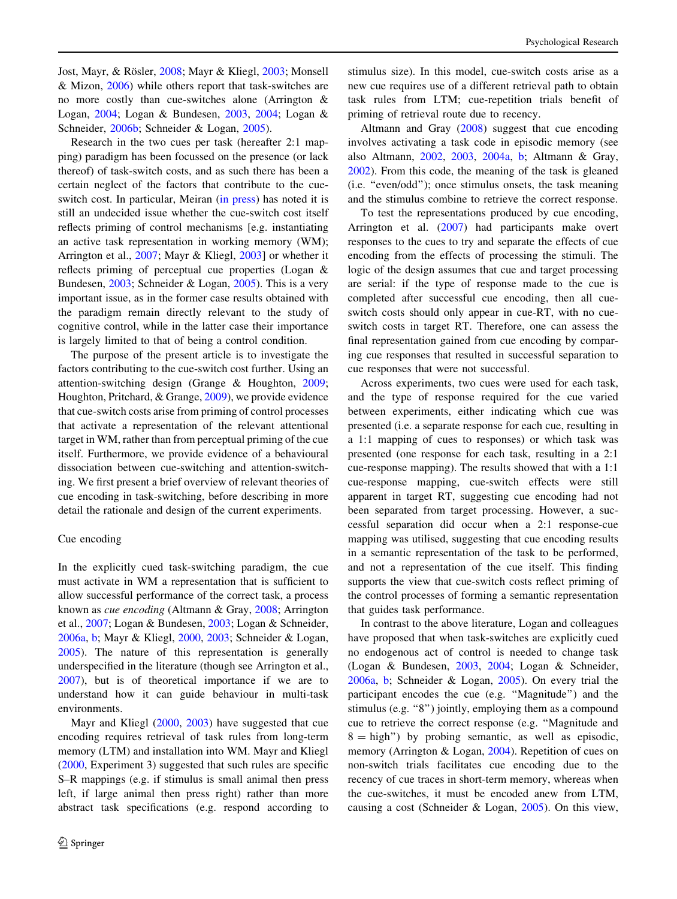Jost, Mayr, & Rösler, 2008; Mayr & Kliegl, 2003; Monsell & Mizon, 2006) while others report that task-switches are no more costly than cue-switches alone (Arrington & Logan, 2004; Logan & Bundesen, 2003, 2004; Logan & Schneider, 2006b; Schneider & Logan, 2005).

Research in the two cues per task (hereafter 2:1 mapping) paradigm has been focussed on the presence (or lack thereof) of task-switch costs, and as such there has been a certain neglect of the factors that contribute to the cue-switch cost. In particular, Meiran (in press) has noted it is still an undecided issue whether the cue-switch cost itself reflects priming of control mechanisms [e.g. instantiating an active task representation in working memory (WM); Arrington et al., 2007; Mayr & Kliegl, 2003] or whether it reflects priming of perceptual cue properties (Logan & Bundesen, 2003; Schneider & Logan, 2005). This is a very important issue, as in the former case results obtained with the paradigm remain directly relevant to the study of cognitive control, while in the latter case their importance is largely limited to that of being a control condition.

The purpose of the present article is to investigate the factors contributing to the cue-switch cost further. Using an attention-switching design (Grange & Houghton, 2009; Houghton, Pritchard, & Grange, 2009), we provide evidence that cue-switch costs arise from priming of control processes that activate a representation of the relevant attentional target in WM, rather than from perceptual priming of the cue itself. Furthermore, we provide evidence of a behavioural dissociation between cue-switching and attention-switching. We first present a brief overview of relevant theories of cue encoding in task-switching, before describing in more detail the rationale and design of the current experiments.

## Cue encoding

In the explicitly cued task-switching paradigm, the cue must activate in WM a representation that is sufficient to allow successful performance of the correct task, a process known as *cue encoding* (Altmann & Gray, 2008; Arrington et al., 2007; Logan & Bundesen, 2003; Logan & Schneider, 2006a, b; Mayr & Kliegl, 2000, 2003; Schneider & Logan, 2005). The nature of this representation is generally underspecified in the literature (though see Arrington et al., 2007), but is of theoretical importance if we are to understand how it can guide behaviour in multi-task environments.

Mayr and Kliegl (2000, 2003) have suggested that cue encoding requires retrieval of task rules from long-term memory (LTM) and installation into WM. Mayr and Kliegl (2000, Experiment 3) suggested that such rules are specific S–R mappings (e.g. if stimulus is small animal then press left, if large animal then press right) rather than more abstract task specifications (e.g. respond according to stimulus size). In this model, cue-switch costs arise as a new cue requires use of a different retrieval path to obtain task rules from LTM; cue-repetition trials benefit of priming of retrieval route due to recency.

Altmann and Gray (2008) suggest that cue encoding involves activating a task code in episodic memory (see also Altmann, 2002, 2003, 2004a, b; Altmann & Gray, 2002). From this code, the meaning of the task is gleaned (i.e. "even/odd"); once stimulus onsets, the task meaning and the stimulus combine to retrieve the correct response.

To test the representations produced by cue encoding, Arrington et al. (2007) had participants make overt responses to the cues to try and separate the effects of cue encoding from the effects of processing the stimuli. The logic of the design assumes that cue and target processing are serial: if the type of response made to the cue is completed after successful cue encoding, then all cue-switch costs should only appear in cue-RT, with no cue-switch costs in target RT. Therefore, one can assess the final representation gained from cue encoding by comparing cue responses that resulted in successful separation to cue responses that were not successful.

Across experiments, two cues were used for each task, and the type of response required for the cue varied between experiments, either indicating which cue was presented (i.e. a separate response for each cue, resulting in a 1:1 mapping of cues to responses) or which task was presented (one response for each task, resulting in a 2:1 cue-response mapping). The results showed that with a 1:1 cue-response mapping, cue-switch effects were still apparent in target RT, suggesting cue encoding had not been separated from target processing. However, a successful separation did occur when a 2:1 response-cue mapping was utilised, suggesting that cue encoding results in a semantic representation of the task to be performed, and not a representation of the cue itself. This finding supports the view that cue-switch costs reflect priming of the control processes of forming a semantic representation that guides task performance.

In contrast to the above literature, Logan and colleagues have proposed that when task-switches are explicitly cued no endogenous act of control is needed to change task (Logan & Bundesen, 2003, 2004; Logan & Schneider, 2006a, b; Schneider & Logan, 2005). On every trial the participant encodes the cue (e.g. "Magnitude") and the stimulus (e.g. "8") jointly, employing them as a compound cue to retrieve the correct response (e.g. "Magnitude and 8 = high") by probing semantic, as well as episodic, memory (Arrington & Logan, 2004). Repetition of cues on non-switch trials facilitates cue encoding due to the recency of cue traces in short-term memory, whereas when the cue-switches, it must be encoded anew from LTM, causing a cost (Schneider & Logan, 2005). On this view,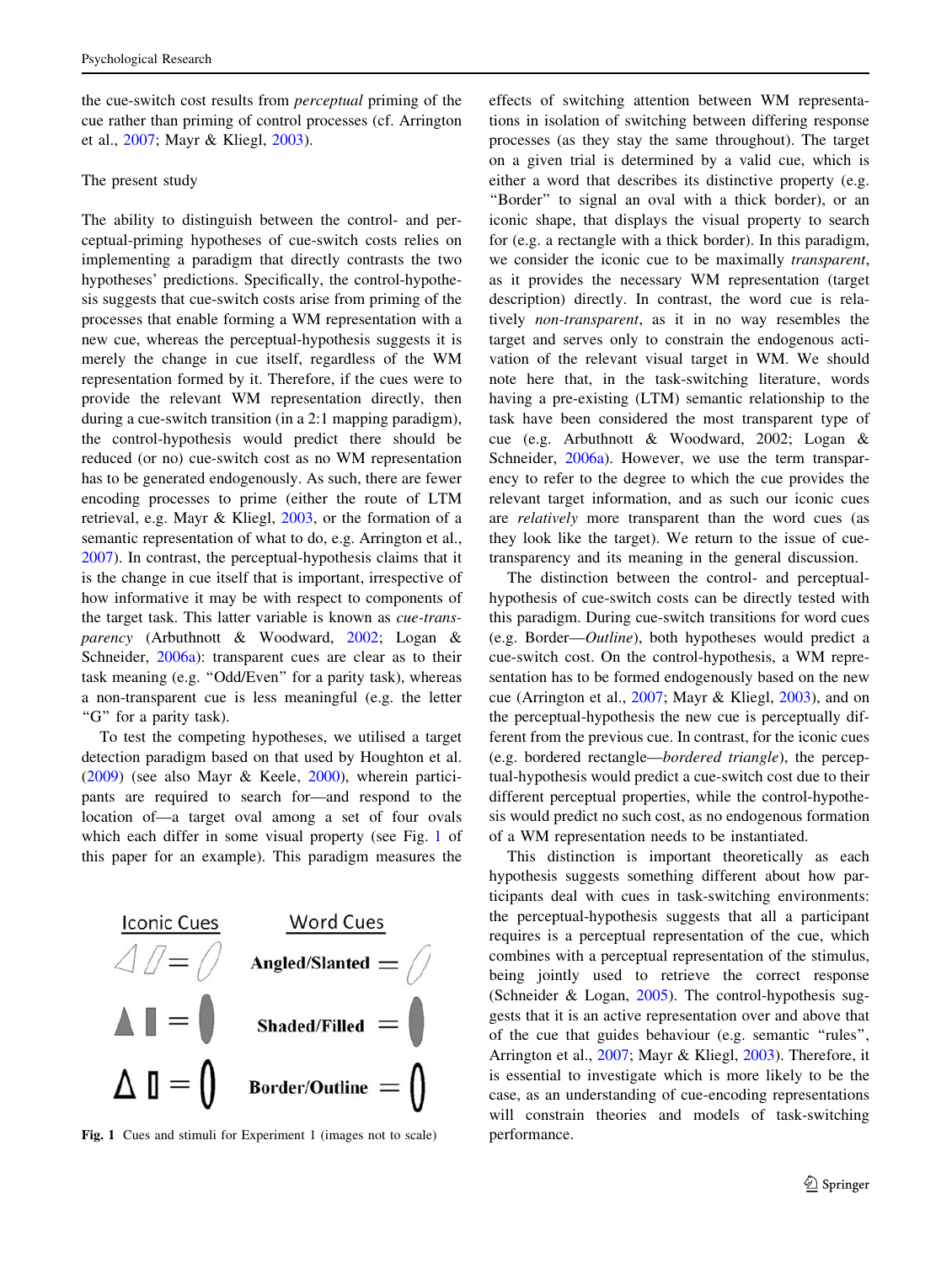the cue-switch cost results from *perceptual* priming of the cue rather than priming of control processes (cf. Arrington et al., 2007; Mayr & Kliegl, 2003).

## The present study

The ability to distinguish between the control- and perceptual-priming hypotheses of cue-switch costs relies on implementing a paradigm that directly contrasts the two hypotheses' predictions. Specifically, the control-hypothesis suggests that cue-switch costs arise from priming of the processes that enable forming a WM representation with a new cue, whereas the perceptual-hypothesis suggests it is merely the change in cue itself, regardless of the WM representation formed by it. Therefore, if the cues were to provide the relevant WM representation directly, then during a cue-switch transition (in a 2:1 mapping paradigm), the control-hypothesis would predict there should be reduced (or no) cue-switch cost as no WM representation has to be generated endogenously. As such, there are fewer encoding processes to prime (either the route of LTM retrieval, e.g. Mayr & Kliegl, 2003, or the formation of a semantic representation of what to do, e.g. Arrington et al., 2007). In contrast, the perceptual-hypothesis claims that it is the change in cue itself that is important, irrespective of how informative it may be with respect to components of the target task. This latter variable is known as *cue-transparency* (Arbuthnott & Woodward, 2002; Logan & Schneider, 2006a): transparent cues are clear as to their task meaning (e.g. "Odd/Even" for a parity task), whereas a non-transparent cue is less meaningful (e.g. the letter "G" for a parity task).

To test the competing hypotheses, we utilised a target detection paradigm based on that used by Houghton et al. (2009) (see also Mayr & Keele, 2000), wherein participants are required to search for—and respond to the location of—a target oval among a set of four ovals which each differ in some visual property (see Fig. 1 of this paper for an example). This paradigm measures the effects of switching attention between WM representations in isolation of switching between differing response processes (as they stay the same throughout). The target on a given trial is determined by a valid cue, which is either a word that describes its distinctive property (e.g. "Border" to signal an oval with a thick border), or an iconic shape, that displays the visual property to search for (e.g. a rectangle with a thick border). In this paradigm, we consider the iconic cue to be maximally *transparent*, as it provides the necessary WM representation (target description) directly. In contrast, the word cue is relatively *non-transparent*, as it in no way resembles the target and serves only to constrain the endogenous activation of the relevant visual target in WM. We should note here that, in the task-switching literature, words having a pre-existing (LTM) semantic relationship to the task have been considered the most transparent type of cue (e.g. Arbuthnott & Woodward, 2002; Logan & Schneider, 2006a). However, we use the term transparency to refer to the degree to which the cue provides the relevant target information, and as such our iconic cues are *relatively* more transparent than the word cues (as they look like the target). We return to the issue of cue-transparency and its meaning in the general discussion.

The distinction between the control- and perceptual-hypothesis of cue-switch costs can be directly tested with this paradigm. During cue-switch transitions for word cues (e.g. Border—*Outline*), both hypotheses would predict a cue-switch cost. On the control-hypothesis, a WM representation has to be formed endogenously based on the new cue (Arrington et al., 2007; Mayr & Kliegl, 2003), and on the perceptual-hypothesis the new cue is perceptually different from the previous cue. In contrast, for the iconic cues (e.g. bordered rectangle—*bordered triangle*), the perceptual-hypothesis would predict a cue-switch cost due to their different perceptual properties, while the control-hypothesis would predict no such cost, as no endogenous formation of a WM representation needs to be instantiated.

This distinction is important theoretically as each hypothesis suggests something different about how participants deal with cues in task-switching environments: the perceptual-hypothesis suggests that all a participant requires is a perceptual representation of the cue, which combines with a perceptual representation of the stimulus, being jointly used to retrieve the correct response (Schneider & Logan, 2005). The control-hypothesis suggests that it is an active representation over and above that of the cue that guides behaviour (e.g. semantic "rules", Arrington et al., 2007; Mayr & Kliegl, 2003). Therefore, it is essential to investigate which is more likely to be the case, as an understanding of cue-encoding representations will constrain theories and models of task-switching performance.

| Iconic Cues | Word Cues |
|---|---|
| (angled/slanted shapes) = (slanted oval) | **Angled/Slanted** = (slanted oval) |
| (shaded/filled shapes) = (filled oval) | **Shaded/Filled** = (filled oval) |
| (bordered shapes) = (bordered oval) | **Border/Outline** = (bordered oval) |

**Fig. 1** Cues and stimuli for Experiment 1 (images not to scale)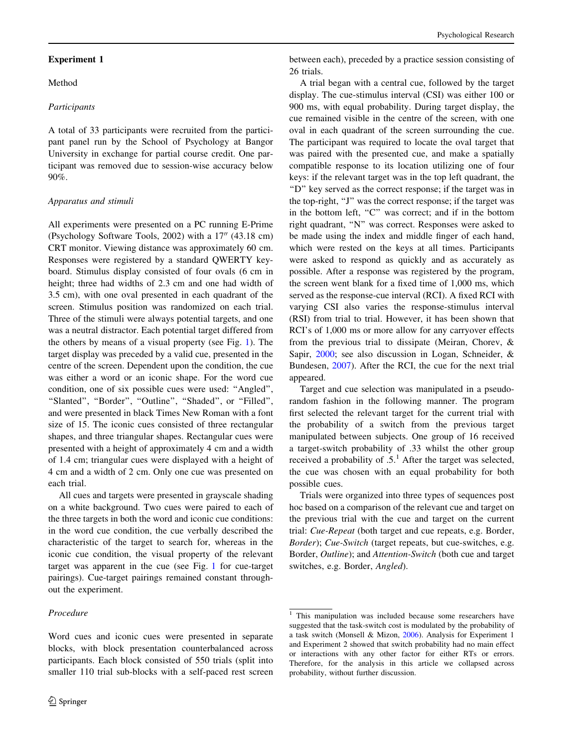## Experiment 1

### Method

#### *Participants*

A total of 33 participants were recruited from the participant panel run by the School of Psychology at Bangor University in exchange for partial course credit. One participant was removed due to session-wise accuracy below 90%.

#### *Apparatus and stimuli*

All experiments were presented on a PC running E-Prime (Psychology Software Tools, 2002) with a 17″ (43.18 cm) CRT monitor. Viewing distance was approximately 60 cm. Responses were registered by a standard QWERTY keyboard. Stimulus display consisted of four ovals (6 cm in height; three had widths of 2.3 cm and one had width of 3.5 cm), with one oval presented in each quadrant of the screen. Stimulus position was randomized on each trial. Three of the stimuli were always potential targets, and one was a neutral distractor. Each potential target differed from the others by means of a visual property (see Fig. 1). The target display was preceded by a valid cue, presented in the centre of the screen. Dependent upon the condition, the cue was either a word or an iconic shape. For the word cue condition, one of six possible cues were used: "Angled", "Slanted", "Border", "Outline", "Shaded", or "Filled", and were presented in black Times New Roman with a font size of 15. The iconic cues consisted of three rectangular shapes, and three triangular shapes. Rectangular cues were presented with a height of approximately 4 cm and a width of 1.4 cm; triangular cues were displayed with a height of 4 cm and a width of 2 cm. Only one cue was presented on each trial.

All cues and targets were presented in grayscale shading on a white background. Two cues were paired to each of the three targets in both the word and iconic cue conditions: in the word cue condition, the cue verbally described the characteristic of the target to search for, whereas in the iconic cue condition, the visual property of the relevant target was apparent in the cue (see Fig. 1 for cue-target pairings). Cue-target pairings remained constant throughout the experiment.

#### *Procedure*

Word cues and iconic cues were presented in separate blocks, with block presentation counterbalanced across participants. Each block consisted of 550 trials (split into smaller 110 trial sub-blocks with a self-paced rest screen between each), preceded by a practice session consisting of 26 trials.

A trial began with a central cue, followed by the target display. The cue-stimulus interval (CSI) was either 100 or 900 ms, with equal probability. During target display, the cue remained visible in the centre of the screen, with one oval in each quadrant of the screen surrounding the cue. The participant was required to locate the oval target that was paired with the presented cue, and make a spatially compatible response to its location utilizing one of four keys: if the relevant target was in the top left quadrant, the "D" key served as the correct response; if the target was in the top-right, "J" was the correct response; if the target was in the bottom left, "C" was correct; and if in the bottom right quadrant, "N" was correct. Responses were asked to be made using the index and middle finger of each hand, which were rested on the keys at all times. Participants were asked to respond as quickly and as accurately as possible. After a response was registered by the program, the screen went blank for a fixed time of 1,000 ms, which served as the response-cue interval (RCI). A fixed RCI with varying CSI also varies the response-stimulus interval (RSI) from trial to trial. However, it has been shown that RCI's of 1,000 ms or more allow for any carryover effects from the previous trial to dissipate (Meiran, Chorev, & Sapir, 2000; see also discussion in Logan, Schneider, & Bundesen, 2007). After the RCI, the cue for the next trial appeared.

Target and cue selection was manipulated in a pseudo-random fashion in the following manner. The program first selected the relevant target for the current trial with the probability of a switch from the previous target manipulated between subjects. One group of 16 received a target-switch probability of .33 whilst the other group received a probability of .5.[1] After the target was selected, the cue was chosen with an equal probability for both possible cues.

Trials were organized into three types of sequences post hoc based on a comparison of the relevant cue and target on the previous trial with the cue and target on the current trial: *Cue-Repeat* (both target and cue repeats, e.g. Border, *Border*); *Cue-Switch* (target repeats, but cue-switches, e.g. Border, *Outline*); and *Attention-Switch* (both cue and target switches, e.g. Border, *Angled*).

[1] This manipulation was included because some researchers have suggested that the task-switch cost is modulated by the probability of a task switch (Monsell & Mizon, 2006). Analysis for Experiment 1 and Experiment 2 showed that switch probability had no main effect or interactions with any other factor for either RTs or errors. Therefore, for the analysis in this article we collapsed across probability, without further discussion.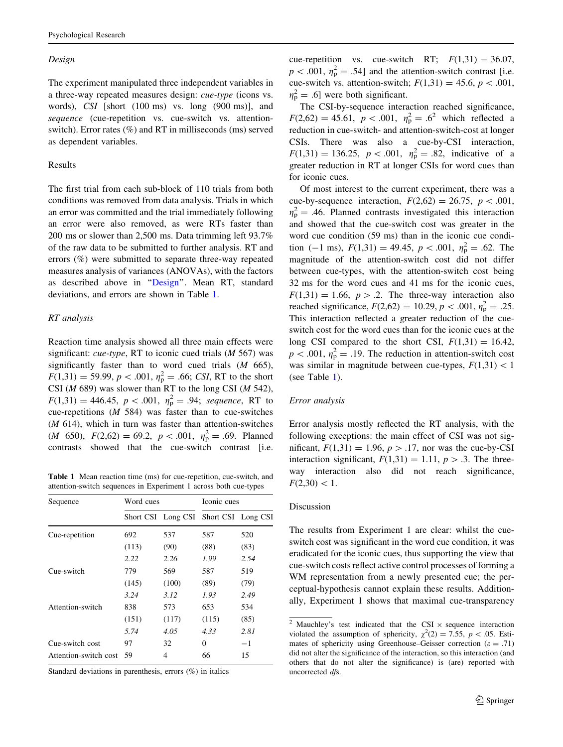### Design

The experiment manipulated three independent variables in a three-way repeated measures design: *cue-type* (icons vs. words), *CSI* [short (100 ms) vs. long (900 ms)], and *sequence* (cue-repetition vs. cue-switch vs. attention-switch). Error rates (%) and RT in milliseconds (ms) served as dependent variables.

## Results

The first trial from each sub-block of 110 trials from both conditions was removed from data analysis. Trials in which an error was committed and the trial immediately following an error were also removed, as were RTs faster than 200 ms or slower than 2,500 ms. Data trimming left 93.7% of the raw data to be submitted to further analysis. RT and errors (%) were submitted to separate three-way repeated measures analysis of variances (ANOVAs), with the factors as described above in "Design". Mean RT, standard deviations, and errors are shown in Table 1.

### RT analysis

Reaction time analysis showed all three main effects were significant: *cue-type*, RT to iconic cued trials (*M* 567) was significantly faster than to word cued trials (*M* 665), $F(1,31) = 59.99$, $p < .001$, $\eta_p^2 = .66$; *CSI*, RT to the short CSI (*M* 689) was slower than RT to the long CSI (*M* 542), $F(1,31) = 446.45$, $p < .001$, $\eta_p^2 = .94$; *sequence*, RT to cue-repetitions (*M* 584) was faster than to cue-switches (*M* 614), which in turn was faster than attention-switches (*M* 650), $F(2,62) = 69.2$, $p < .001$, $\eta_p^2 = .69$. Planned contrasts showed that the cue-switch contrast [i.e. cue-repetition vs. cue-switch RT; $F(1,31) = 36.07$, $p < .001$, $\eta_p^2 = .54$] and the attention-switch contrast [i.e. cue-switch vs. attention-switch; $F(1,31) = 45.6$, $p < .001$, $\eta_p^2 = .6$] were both significant.

The CSI-by-sequence interaction reached significance, $F(2,62) = 45.61$, $p < .001$, $\eta_p^2 = .6$[2] which reflected a reduction in cue-switch- and attention-switch-cost at longer CSIs. There was also a cue-by-CSI interaction, $F(1,31) = 136.25$, $p < .001$, $\eta_p^2 = .82$, indicative of a greater reduction in RT at longer CSIs for word cues than for iconic cues.

Of most interest to the current experiment, there was a cue-by-sequence interaction, $F(2,62) = 26.75$, $p < .001$, $\eta_p^2 = .46$. Planned contrasts investigated this interaction and showed that the cue-switch cost was greater in the word cue condition (59 ms) than in the iconic cue condition (−1 ms), $F(1,31) = 49.45$, $p < .001$, $\eta_p^2 = .62$. The magnitude of the attention-switch cost did not differ between cue-types, with the attention-switch cost being 32 ms for the word cues and 41 ms for the iconic cues, $F(1,31) = 1.66$, $p > .2$. The three-way interaction also reached significance, $F(2,62) = 10.29$, $p < .001$, $\eta_p^2 = .25$. This interaction reflected a greater reduction of the cue-switch cost for the word cues than for the iconic cues at the long CSI compared to the short CSI, $F(1,31) = 16.42$, $p < .001$, $\eta_p^2 = .19$. The reduction in attention-switch cost was similar in magnitude between cue-types, $F(1,31) < 1$ (see Table 1).

**Table 1** Mean reaction time (ms) for cue-repetition, cue-switch, and attention-switch sequences in Experiment 1 across both cue-types

| Sequence | Word cues | | Iconic cues | |
|---|---|---|---|---|
| | Short CSI | Long CSI | Short CSI | Long CSI |
| Cue-repetition | 692 | 537 | 587 | 520 |
| | (113) | (90) | (88) | (83) |
| | *2.22* | *2.26* | *1.99* | *2.54* |
| Cue-switch | 779 | 569 | 587 | 519 |
| | (145) | (100) | (89) | (79) |
| | *3.24* | *3.12* | *1.93* | *2.49* |
| Attention-switch | 838 | 573 | 653 | 534 |
| | (151) | (117) | (115) | (85) |
| | *5.74* | *4.05* | *4.33* | *2.81* |
| Cue-switch cost | 97 | 32 | 0 | −1 |
| Attention-switch cost | 59 | 4 | 66 | 15 |

Standard deviations in parenthesis, errors (%) in italics

### Error analysis

Error analysis mostly reflected the RT analysis, with the following exceptions: the main effect of CSI was not significant, $F(1,31) = 1.96$, $p > .17$, nor was the cue-by-CSI interaction significant, $F(1,31) = 1.11$, $p > .3$. The three-way interaction also did not reach significance, $F(2,30) < 1$.

## Discussion

The results from Experiment 1 are clear: whilst the cue-switch cost was significant in the word cue condition, it was eradicated for the iconic cues, thus supporting the view that cue-switch costs reflect active control processes of forming a WM representation from a newly presented cue; the perceptual-hypothesis cannot explain these results. Additionally, Experiment 1 shows that maximal cue-transparency

[2] Mauchley's test indicated that the CSI × sequence interaction violated the assumption of sphericity, $\chi^2(2) = 7.55$, $p < .05$. Estimates of sphericity using Greenhouse–Geisser correction ($\varepsilon = .71$) did not alter the significance of the interaction, so this interaction (and others that do not alter the significance) is (are) reported with uncorrected *df*s.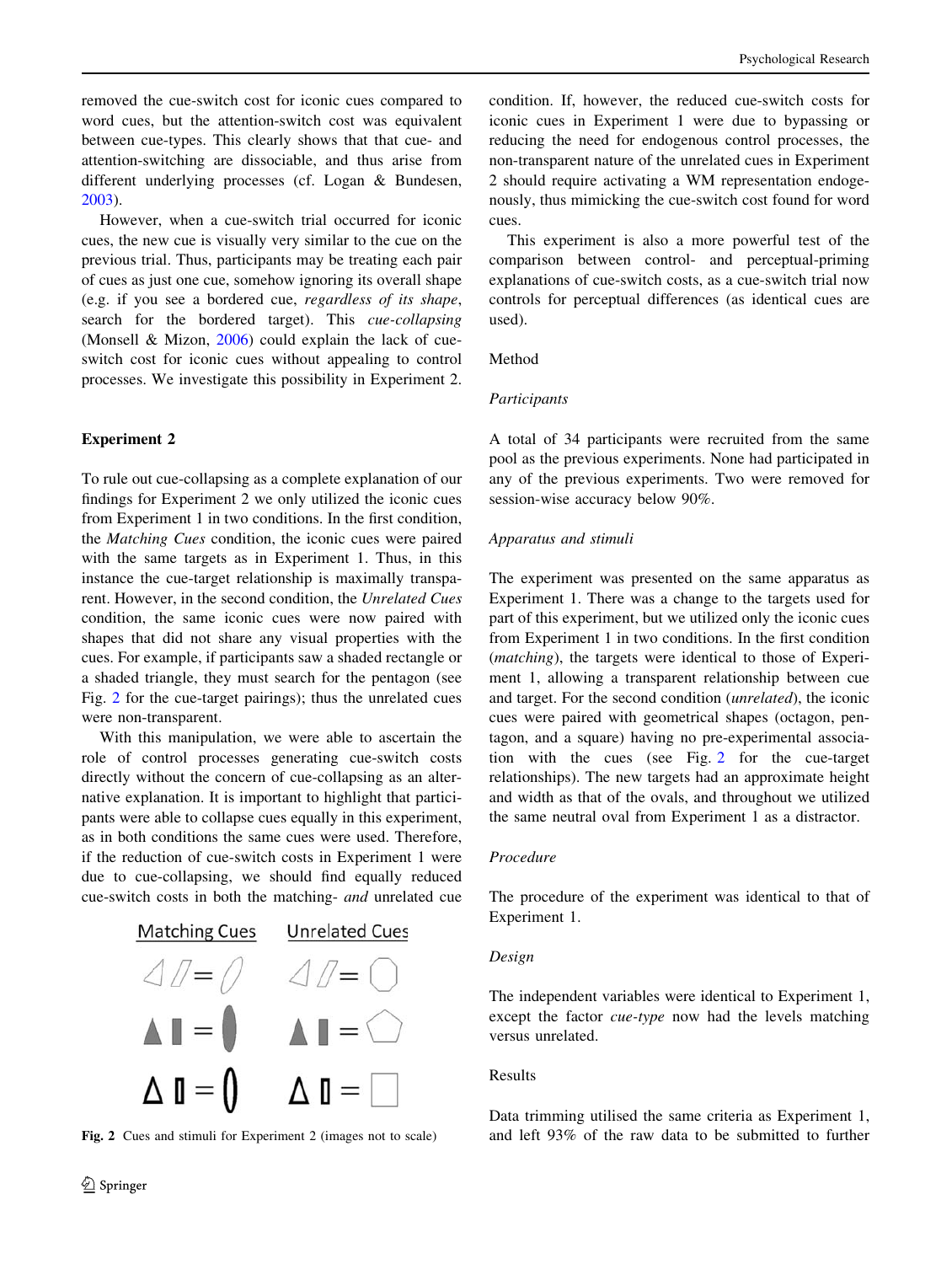removed the cue-switch cost for iconic cues compared to word cues, but the attention-switch cost was equivalent between cue-types. This clearly shows that that cue- and attention-switching are dissociable, and thus arise from different underlying processes (cf. Logan & Bundesen, 2003).

However, when a cue-switch trial occurred for iconic cues, the new cue is visually very similar to the cue on the previous trial. Thus, participants may be treating each pair of cues as just one cue, somehow ignoring its overall shape (e.g. if you see a bordered cue, *regardless of its shape*, search for the bordered target). This *cue-collapsing* (Monsell & Mizon, 2006) could explain the lack of cue-switch cost for iconic cues without appealing to control processes. We investigate this possibility in Experiment 2.

## Experiment 2

To rule out cue-collapsing as a complete explanation of our findings for Experiment 2 we only utilized the iconic cues from Experiment 1 in two conditions. In the first condition, the *Matching Cues* condition, the iconic cues were paired with the same targets as in Experiment 1. Thus, in this instance the cue-target relationship is maximally transparent. However, in the second condition, the *Unrelated Cues* condition, the same iconic cues were now paired with shapes that did not share any visual properties with the cues. For example, if participants saw a shaded rectangle or a shaded triangle, they must search for the pentagon (see Fig. 2 for the cue-target pairings); thus the unrelated cues were non-transparent.

With this manipulation, we were able to ascertain the role of control processes generating cue-switch costs directly without the concern of cue-collapsing as an alternative explanation. It is important to highlight that participants were able to collapse cues equally in this experiment, as in both conditions the same cues were used. Therefore, if the reduction of cue-switch costs in Experiment 1 were due to cue-collapsing, we should find equally reduced cue-switch costs in both the matching- *and* unrelated cue condition. If, however, the reduced cue-switch costs for iconic cues in Experiment 1 were due to bypassing or reducing the need for endogenous control processes, the non-transparent nature of the unrelated cues in Experiment 2 should require activating a WM representation endogenously, thus mimicking the cue-switch cost found for word cues.

This experiment is also a more powerful test of the comparison between control- and perceptual-priming explanations of cue-switch costs, as a cue-switch trial now controls for perceptual differences (as identical cues are used).

**Fig. 2** Cues and stimuli for Experiment 2 (images not to scale)

### Method

#### *Participants*

A total of 34 participants were recruited from the same pool as the previous experiments. None had participated in any of the previous experiments. Two were removed for session-wise accuracy below 90%.

#### *Apparatus and stimuli*

The experiment was presented on the same apparatus as Experiment 1. There was a change to the targets used for part of this experiment, but we utilized only the iconic cues from Experiment 1 in two conditions. In the first condition (*matching*), the targets were identical to those of Experiment 1, allowing a transparent relationship between cue and target. For the second condition (*unrelated*), the iconic cues were paired with geometrical shapes (octagon, pentagon, and a square) having no pre-experimental association with the cues (see Fig. 2 for the cue-target relationships). The new targets had an approximate height and width as that of the ovals, and throughout we utilized the same neutral oval from Experiment 1 as a distractor.

#### *Procedure*

The procedure of the experiment was identical to that of Experiment 1.

#### *Design*

The independent variables were identical to Experiment 1, except the factor *cue-type* now had the levels matching versus unrelated.

### Results

Data trimming utilised the same criteria as Experiment 1, and left 93% of the raw data to be submitted to further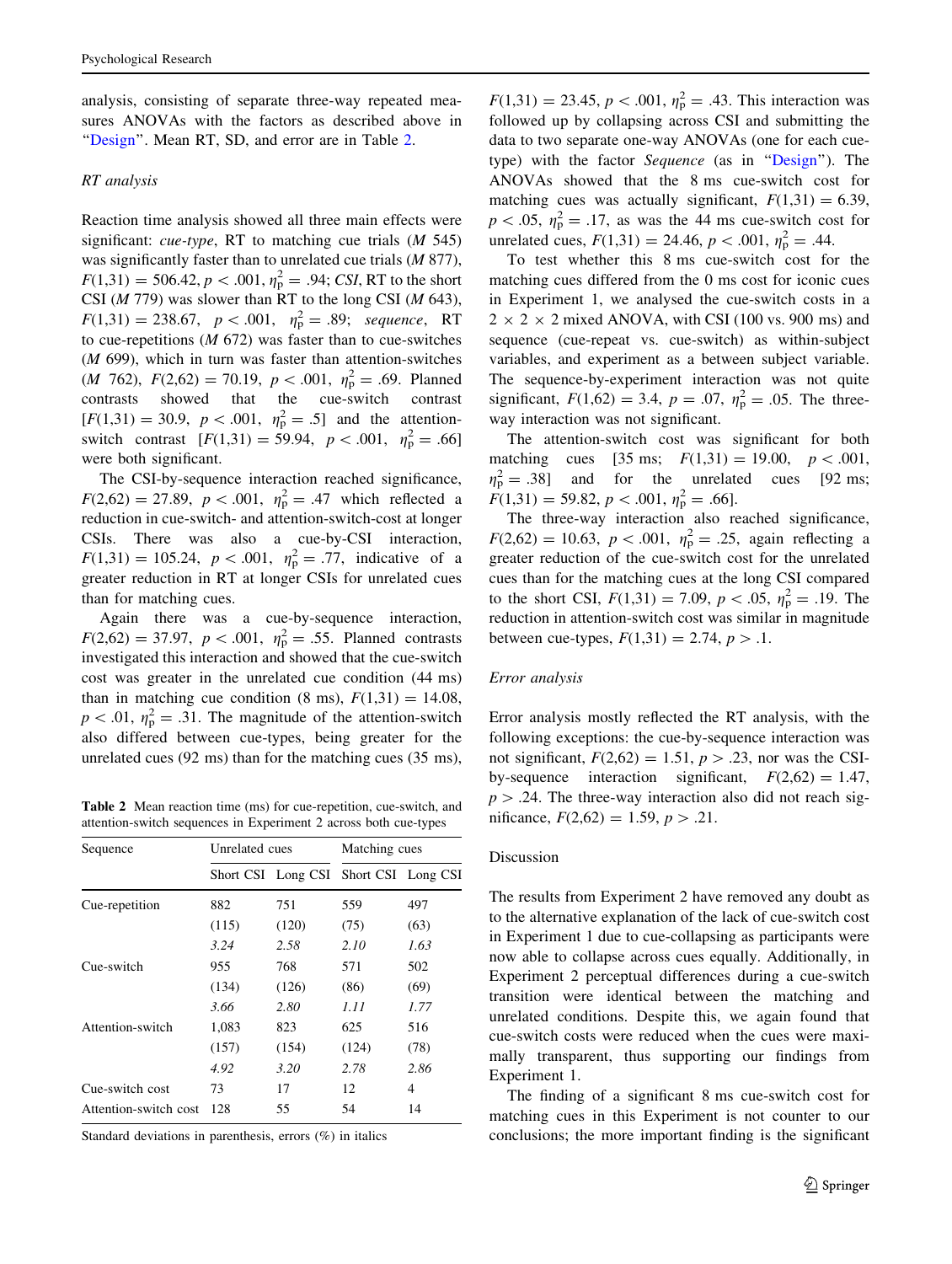analysis, consisting of separate three-way repeated measures ANOVAs with the factors as described above in "Design". Mean RT, SD, and error are in Table 2.

### RT analysis

Reaction time analysis showed all three main effects were significant: *cue-type*, RT to matching cue trials (*M* 545) was significantly faster than to unrelated cue trials (*M* 877), $F(1,31) = 506.42$, $p < .001$, $\eta_p^2 = .94$; *CSI*, RT to the short CSI (*M* 779) was slower than RT to the long CSI (*M* 643), $F(1,31) = 238.67$, $p < .001$, $\eta_p^2 = .89$; *sequence*, RT to cue-repetitions (*M* 672) was faster than to cue-switches (*M* 699), which in turn was faster than attention-switches (*M* 762), $F(2,62) = 70.19$, $p < .001$, $\eta_p^2 = .69$. Planned contrasts showed that the cue-switch contrast [$F(1,31) = 30.9$, $p < .001$, $\eta_p^2 = .5$] and the attention-switch contrast [$F(1,31) = 59.94$, $p < .001$, $\eta_p^2 = .66$] were both significant.

The CSI-by-sequence interaction reached significance, $F(2,62) = 27.89$, $p < .001$, $\eta_p^2 = .47$ which reflected a reduction in cue-switch- and attention-switch-cost at longer CSIs. There was also a cue-by-CSI interaction, $F(1,31) = 105.24$, $p < .001$, $\eta_p^2 = .77$, indicative of a greater reduction in RT at longer CSIs for unrelated cues than for matching cues.

Again there was a cue-by-sequence interaction, $F(2,62) = 37.97$, $p < .001$, $\eta_p^2 = .55$. Planned contrasts investigated this interaction and showed that the cue-switch cost was greater in the unrelated cue condition (44 ms) than in matching cue condition (8 ms), $F(1,31) = 14.08$, $p < .01$, $\eta_p^2 = .31$. The magnitude of the attention-switch also differed between cue-types, being greater for the unrelated cues (92 ms) than for the matching cues (35 ms), $F(1,31) = 23.45$, $p < .001$, $\eta_p^2 = .43$. This interaction was followed up by collapsing across CSI and submitting the data to two separate one-way ANOVAs (one for each cue-type) with the factor *Sequence* (as in "Design"). The ANOVAs showed that the 8 ms cue-switch cost for matching cues was actually significant, $F(1,31) = 6.39$, $p < .05$, $\eta_p^2 = .17$, as was the 44 ms cue-switch cost for unrelated cues, $F(1,31) = 24.46$, $p < .001$, $\eta_p^2 = .44$.

To test whether this 8 ms cue-switch cost for the matching cues differed from the 0 ms cost for iconic cues in Experiment 1, we analysed the cue-switch costs in a $2 \times 2 \times 2$ mixed ANOVA, with CSI (100 vs. 900 ms) and sequence (cue-repeat vs. cue-switch) as within-subject variables, and experiment as a between subject variable. The sequence-by-experiment interaction was not quite significant, $F(1,62) = 3.4$, $p = .07$, $\eta_p^2 = .05$. The three-way interaction was not significant.

The attention-switch cost was significant for both matching cues [35 ms; $F(1,31) = 19.00$, $p < .001$, $\eta_p^2 = .38$] and for the unrelated cues [92 ms; $F(1,31) = 59.82$, $p < .001$, $\eta_p^2 = .66$].

The three-way interaction also reached significance, $F(2,62) = 10.63$, $p < .001$, $\eta_p^2 = .25$, again reflecting a greater reduction of the cue-switch cost for the unrelated cues than for the matching cues at the long CSI compared to the short CSI, $F(1,31) = 7.09$, $p < .05$, $\eta_p^2 = .19$. The reduction in attention-switch cost was similar in magnitude between cue-types, $F(1,31) = 2.74$, $p > .1$.

**Table 2** Mean reaction time (ms) for cue-repetition, cue-switch, and attention-switch sequences in Experiment 2 across both cue-types

| Sequence | Unrelated cues | | Matching cues | |
|---|---|---|---|---|
| | Short CSI | Long CSI | Short CSI | Long CSI |
| Cue-repetition | 882 | 751 | 559 | 497 |
| | (115) | (120) | (75) | (63) |
| | *3.24* | *2.58* | *2.10* | *1.63* |
| Cue-switch | 955 | 768 | 571 | 502 |
| | (134) | (126) | (86) | (69) |
| | *3.66* | *2.80* | *1.11* | *1.77* |
| Attention-switch | 1,083 | 823 | 625 | 516 |
| | (157) | (154) | (124) | (78) |
| | *4.92* | *3.20* | *2.78* | *2.86* |
| Cue-switch cost | 73 | 17 | 12 | 4 |
| Attention-switch cost | 128 | 55 | 54 | 14 |

Standard deviations in parenthesis, errors (%) in italics

### Error analysis

Error analysis mostly reflected the RT analysis, with the following exceptions: the cue-by-sequence interaction was not significant, $F(2,62) = 1.51$, $p > .23$, nor was the CSI-by-sequence interaction significant, $F(2,62) = 1.47$, $p > .24$. The three-way interaction also did not reach significance, $F(2,62) = 1.59$, $p > .21$.

## Discussion

The results from Experiment 2 have removed any doubt as to the alternative explanation of the lack of cue-switch cost in Experiment 1 due to cue-collapsing as participants were now able to collapse across cues equally. Additionally, in Experiment 2 perceptual differences during a cue-switch transition were identical between the matching and unrelated conditions. Despite this, we again found that cue-switch costs were reduced when the cues were maximally transparent, thus supporting our findings from Experiment 1.

The finding of a significant 8 ms cue-switch cost for matching cues in this Experiment is not counter to our conclusions; the more important finding is the significant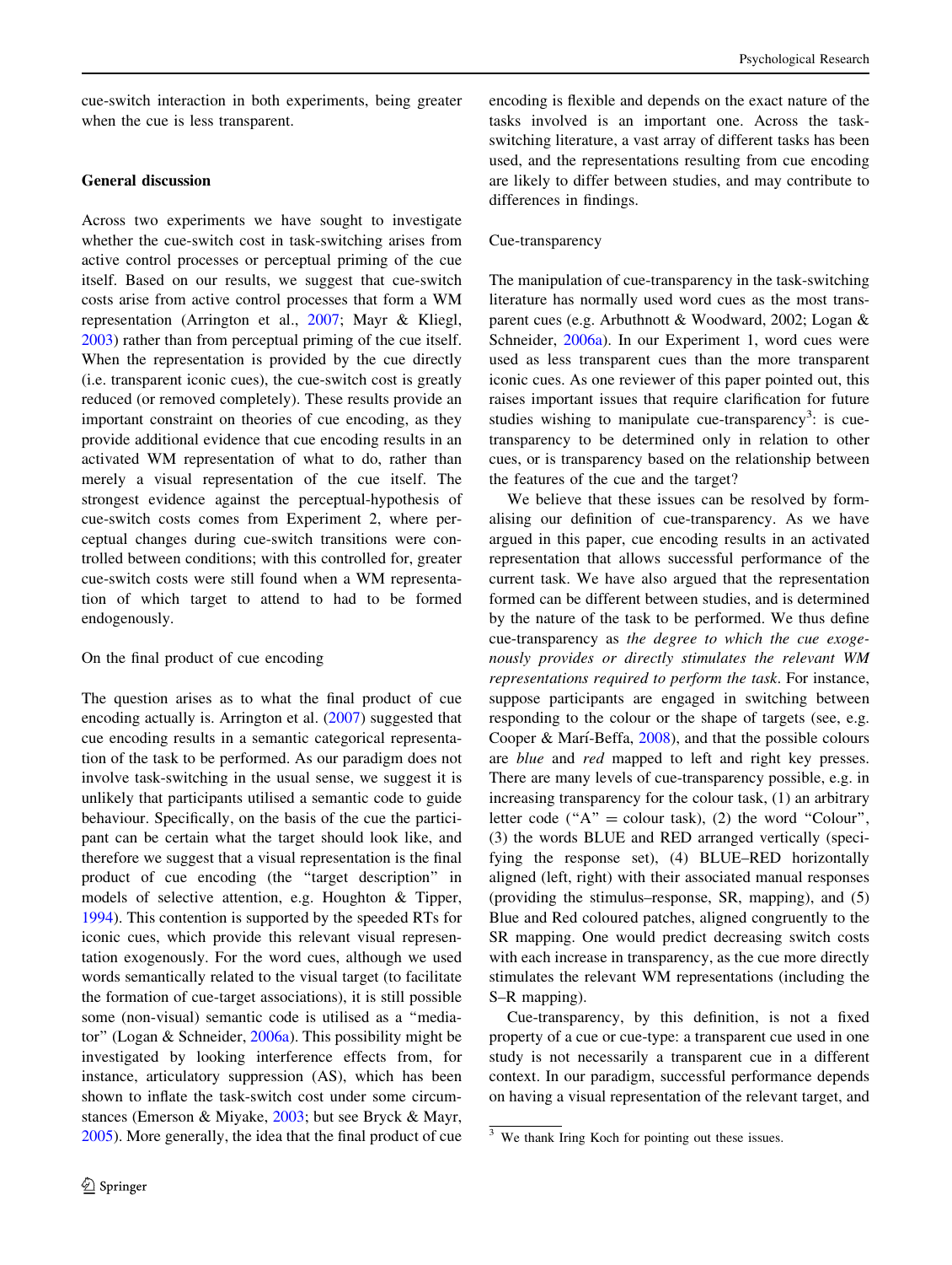cue-switch interaction in both experiments, being greater when the cue is less transparent.

## General discussion

Across two experiments we have sought to investigate whether the cue-switch cost in task-switching arises from active control processes or perceptual priming of the cue itself. Based on our results, we suggest that cue-switch costs arise from active control processes that form a WM representation (Arrington et al., 2007; Mayr & Kliegl, 2003) rather than from perceptual priming of the cue itself. When the representation is provided by the cue directly (i.e. transparent iconic cues), the cue-switch cost is greatly reduced (or removed completely). These results provide an important constraint on theories of cue encoding, as they provide additional evidence that cue encoding results in an activated WM representation of what to do, rather than merely a visual representation of the cue itself. The strongest evidence against the perceptual-hypothesis of cue-switch costs comes from Experiment 2, where perceptual changes during cue-switch transitions were controlled between conditions; with this controlled for, greater cue-switch costs were still found when a WM representation of which target to attend to had to be formed endogenously.

### On the final product of cue encoding

The question arises as to what the final product of cue encoding actually is. Arrington et al. (2007) suggested that cue encoding results in a semantic categorical representation of the task to be performed. As our paradigm does not involve task-switching in the usual sense, we suggest it is unlikely that participants utilised a semantic code to guide behaviour. Specifically, on the basis of the cue the participant can be certain what the target should look like, and therefore we suggest that a visual representation is the final product of cue encoding (the "target description" in models of selective attention, e.g. Houghton & Tipper, 1994). This contention is supported by the speeded RTs for iconic cues, which provide this relevant visual representation exogenously. For the word cues, although we used words semantically related to the visual target (to facilitate the formation of cue-target associations), it is still possible some (non-visual) semantic code is utilised as a "mediator" (Logan & Schneider, 2006a). This possibility might be investigated by looking interference effects from, for instance, articulatory suppression (AS), which has been shown to inflate the task-switch cost under some circumstances (Emerson & Miyake, 2003; but see Bryck & Mayr, 2005). More generally, the idea that the final product of cue encoding is flexible and depends on the exact nature of the tasks involved is an important one. Across the task-switching literature, a vast array of different tasks has been used, and the representations resulting from cue encoding are likely to differ between studies, and may contribute to differences in findings.

### Cue-transparency

The manipulation of cue-transparency in the task-switching literature has normally used word cues as the most transparent cues (e.g. Arbuthnott & Woodward, 2002; Logan & Schneider, 2006a). In our Experiment 1, word cues were used as less transparent cues than the more transparent iconic cues. As one reviewer of this paper pointed out, this raises important issues that require clarification for future studies wishing to manipulate cue-transparency[3]: is cue-transparency to be determined only in relation to other cues, or is transparency based on the relationship between the features of the cue and the target?

We believe that these issues can be resolved by formalising our definition of cue-transparency. As we have argued in this paper, cue encoding results in an activated representation that allows successful performance of the current task. We have also argued that the representation formed can be different between studies, and is determined by the nature of the task to be performed. We thus define cue-transparency as *the degree to which the cue exogenously provides or directly stimulates the relevant WM representations required to perform the task*. For instance, suppose participants are engaged in switching between responding to the colour or the shape of targets (see, e.g. Cooper & Marí-Beffa, 2008), and that the possible colours are *blue* and *red* mapped to left and right key presses. There are many levels of cue-transparency possible, e.g. in increasing transparency for the colour task, (1) an arbitrary letter code ("A" = colour task), (2) the word "Colour", (3) the words BLUE and RED arranged vertically (specifying the response set), (4) BLUE–RED horizontally aligned (left, right) with their associated manual responses (providing the stimulus–response, SR, mapping), and (5) Blue and Red coloured patches, aligned congruently to the SR mapping. One would predict decreasing switch costs with each increase in transparency, as the cue more directly stimulates the relevant WM representations (including the S–R mapping).

Cue-transparency, by this definition, is not a fixed property of a cue or cue-type: a transparent cue used in one study is not necessarily a transparent cue in a different context. In our paradigm, successful performance depends on having a visual representation of the relevant target, and

[3] We thank Iring Koch for pointing out these issues.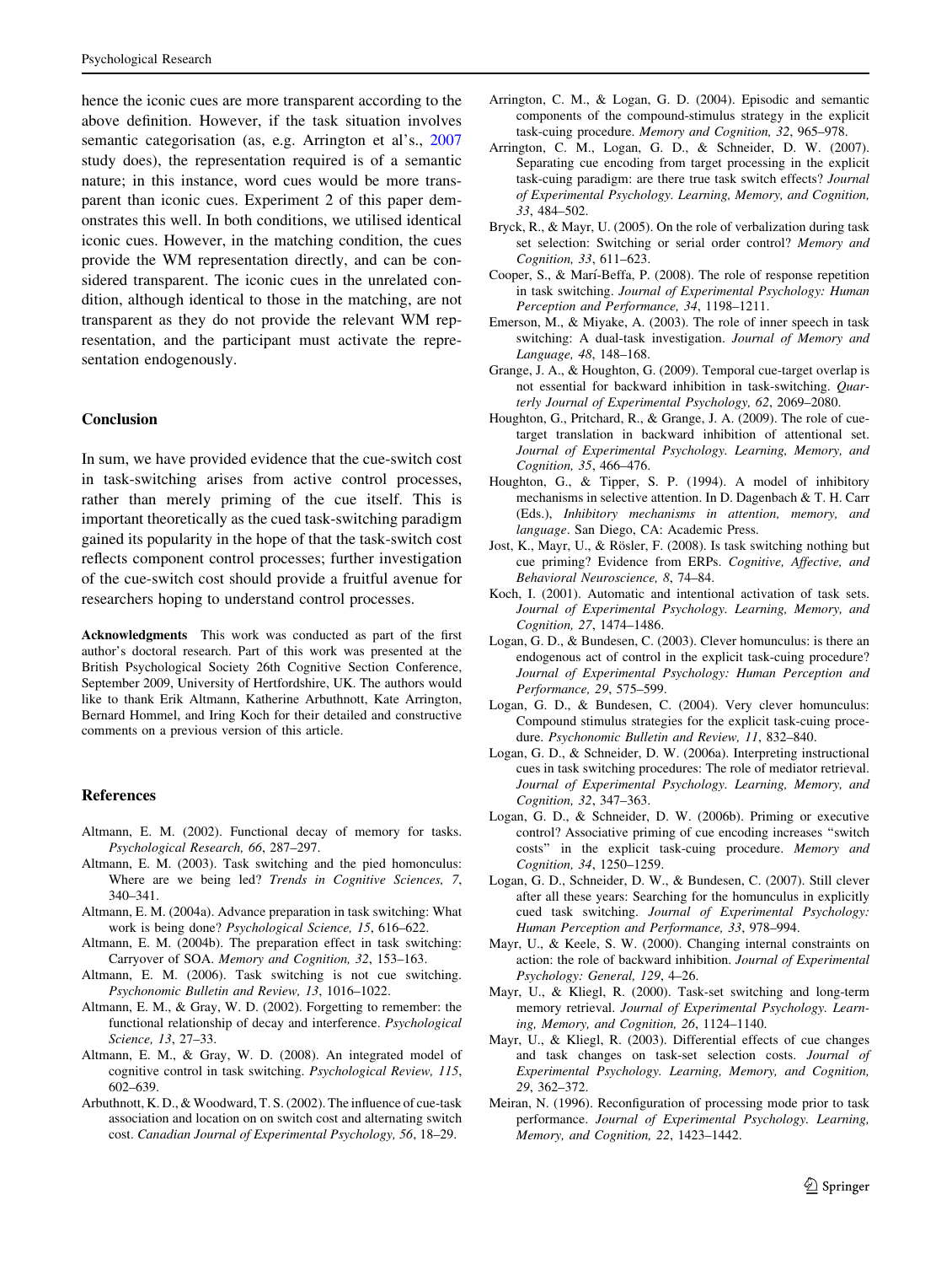hence the iconic cues are more transparent according to the above definition. However, if the task situation involves semantic categorisation (as, e.g. Arrington et al's., 2007 study does), the representation required is of a semantic nature; in this instance, word cues would be more transparent than iconic cues. Experiment 2 of this paper demonstrates this well. In both conditions, we utilised identical iconic cues. However, in the matching condition, the cues provide the WM representation directly, and can be considered transparent. The iconic cues in the unrelated condition, although identical to those in the matching, are not transparent as they do not provide the relevant WM representation, and the participant must activate the representation endogenously.

## Conclusion

In sum, we have provided evidence that the cue-switch cost in task-switching arises from active control processes, rather than merely priming of the cue itself. This is important theoretically as the cued task-switching paradigm gained its popularity in the hope of that the task-switch cost reflects component control processes; further investigation of the cue-switch cost should provide a fruitful avenue for researchers hoping to understand control processes.

**Acknowledgments** This work was conducted as part of the first author's doctoral research. Part of this work was presented at the British Psychological Society 26th Cognitive Section Conference, September 2009, University of Hertfordshire, UK. The authors would like to thank Erik Altmann, Katherine Arbuthnott, Kate Arrington, Bernard Hommel, and Iring Koch for their detailed and constructive comments on a previous version of this article.

## References

- Altmann, E. M. (2002). Functional decay of memory for tasks. *Psychological Research, 66*, 287–297.
- Altmann, E. M. (2003). Task switching and the pied homonculus: Where are we being led? *Trends in Cognitive Sciences, 7*, 340–341.
- Altmann, E. M. (2004a). Advance preparation in task switching: What work is being done? *Psychological Science, 15*, 616–622.
- Altmann, E. M. (2004b). The preparation effect in task switching: Carryover of SOA. *Memory and Cognition, 32*, 153–163.
- Altmann, E. M. (2006). Task switching is not cue switching. *Psychonomic Bulletin and Review, 13*, 1016–1022.
- Altmann, E. M., & Gray, W. D. (2002). Forgetting to remember: the functional relationship of decay and interference. *Psychological Science, 13*, 27–33.
- Altmann, E. M., & Gray, W. D. (2008). An integrated model of cognitive control in task switching. *Psychological Review, 115*, 602–639.
- Arbuthnott, K. D., & Woodward, T. S. (2002). The influence of cue-task association and location on on switch cost and alternating switch cost. *Canadian Journal of Experimental Psychology, 56*, 18–29.
- Arrington, C. M., & Logan, G. D. (2004). Episodic and semantic components of the compound-stimulus strategy in the explicit task-cuing procedure. *Memory and Cognition, 32*, 965–978.
- Arrington, C. M., Logan, G. D., & Schneider, D. W. (2007). Separating cue encoding from target processing in the explicit task-cuing paradigm: are there true task switch effects? *Journal of Experimental Psychology. Learning, Memory, and Cognition, 33*, 484–502.
- Bryck, R., & Mayr, U. (2005). On the role of verbalization during task set selection: Switching or serial order control? *Memory and Cognition, 33*, 611–623.
- Cooper, S., & Marí-Beffa, P. (2008). The role of response repetition in task switching. *Journal of Experimental Psychology: Human Perception and Performance, 34*, 1198–1211.
- Emerson, M., & Miyake, A. (2003). The role of inner speech in task switching: A dual-task investigation. *Journal of Memory and Language, 48*, 148–168.
- Grange, J. A., & Houghton, G. (2009). Temporal cue-target overlap is not essential for backward inhibition in task-switching. *Quarterly Journal of Experimental Psychology, 62*, 2069–2080.
- Houghton, G., Pritchard, R., & Grange, J. A. (2009). The role of cue-target translation in backward inhibition of attentional set. *Journal of Experimental Psychology. Learning, Memory, and Cognition, 35*, 466–476.
- Houghton, G., & Tipper, S. P. (1994). A model of inhibitory mechanisms in selective attention. In D. Dagenbach & T. H. Carr (Eds.), *Inhibitory mechanisms in attention, memory, and language*. San Diego, CA: Academic Press.
- Jost, K., Mayr, U., & Rösler, F. (2008). Is task switching nothing but cue priming? Evidence from ERPs. *Cognitive, Affective, and Behavioral Neuroscience, 8*, 74–84.
- Koch, I. (2001). Automatic and intentional activation of task sets. *Journal of Experimental Psychology. Learning, Memory, and Cognition, 27*, 1474–1486.
- Logan, G. D., & Bundesen, C. (2003). Clever homunculus: is there an endogenous act of control in the explicit task-cuing procedure? *Journal of Experimental Psychology: Human Perception and Performance, 29*, 575–599.
- Logan, G. D., & Bundesen, C. (2004). Very clever homunculus: Compound stimulus strategies for the explicit task-cuing procedure. *Psychonomic Bulletin and Review, 11*, 832–840.
- Logan, G. D., & Schneider, D. W. (2006a). Interpreting instructional cues in task switching procedures: The role of mediator retrieval. *Journal of Experimental Psychology. Learning, Memory, and Cognition, 32*, 347–363.
- Logan, G. D., & Schneider, D. W. (2006b). Priming or executive control? Associative priming of cue encoding increases "switch costs" in the explicit task-cuing procedure. *Memory and Cognition, 34*, 1250–1259.
- Logan, G. D., Schneider, D. W., & Bundesen, C. (2007). Still clever after all these years: Searching for the homunculus in explicitly cued task switching. *Journal of Experimental Psychology: Human Perception and Performance, 33*, 978–994.
- Mayr, U., & Keele, S. W. (2000). Changing internal constraints on action: the role of backward inhibition. *Journal of Experimental Psychology: General, 129*, 4–26.
- Mayr, U., & Kliegl, R. (2000). Task-set switching and long-term memory retrieval. *Journal of Experimental Psychology. Learning, Memory, and Cognition, 26*, 1124–1140.
- Mayr, U., & Kliegl, R. (2003). Differential effects of cue changes and task changes on task-set selection costs. *Journal of Experimental Psychology. Learning, Memory, and Cognition, 29*, 362–372.
- Meiran, N. (1996). Reconfiguration of processing mode prior to task performance. *Journal of Experimental Psychology. Learning, Memory, and Cognition, 22*, 1423–1442.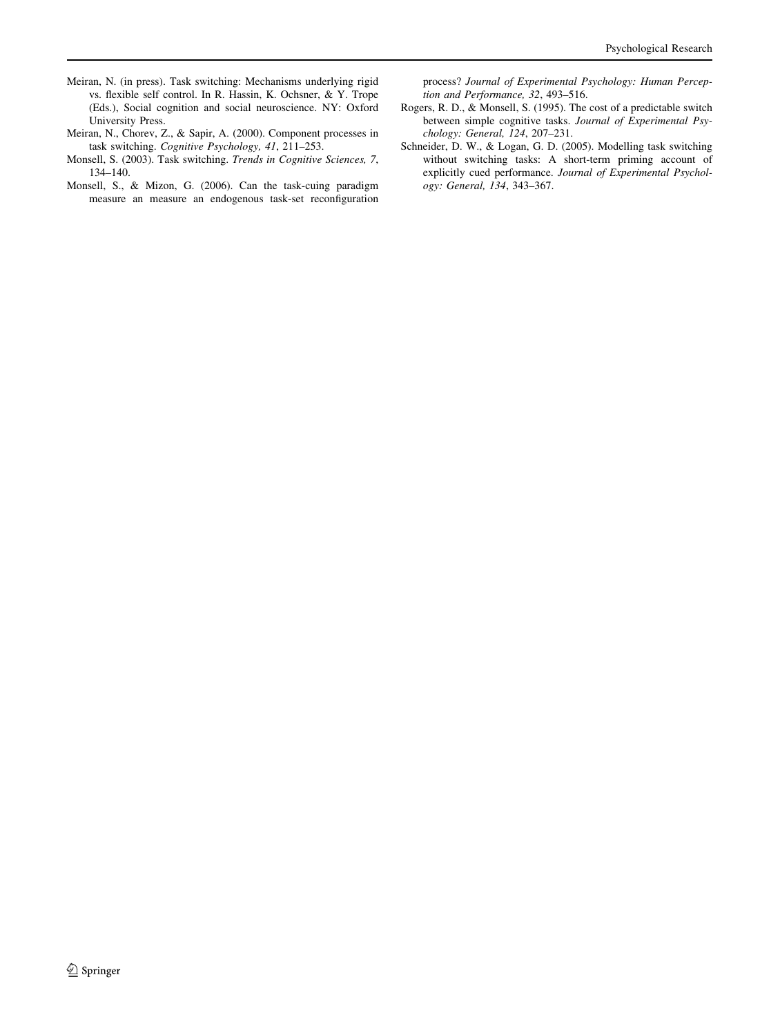Meiran, N. (in press). Task switching: Mechanisms underlying rigid vs. flexible self control. In R. Hassin, K. Ochsner, & Y. Trope (Eds.), Social cognition and social neuroscience. NY: Oxford University Press.

Meiran, N., Chorev, Z., & Sapir, A. (2000). Component processes in task switching. *Cognitive Psychology, 41*, 211–253.

Monsell, S. (2003). Task switching. *Trends in Cognitive Sciences, 7*, 134–140.

Monsell, S., & Mizon, G. (2006). Can the task-cuing paradigm measure an measure an endogenous task-set reconfiguration process? *Journal of Experimental Psychology: Human Perception and Performance, 32*, 493–516.

Rogers, R. D., & Monsell, S. (1995). The cost of a predictable switch between simple cognitive tasks. *Journal of Experimental Psychology: General, 124*, 207–231.

Schneider, D. W., & Logan, G. D. (2005). Modelling task switching without switching tasks: A short-term priming account of explicitly cued performance. *Journal of Experimental Psychology: General, 134*, 343–367.